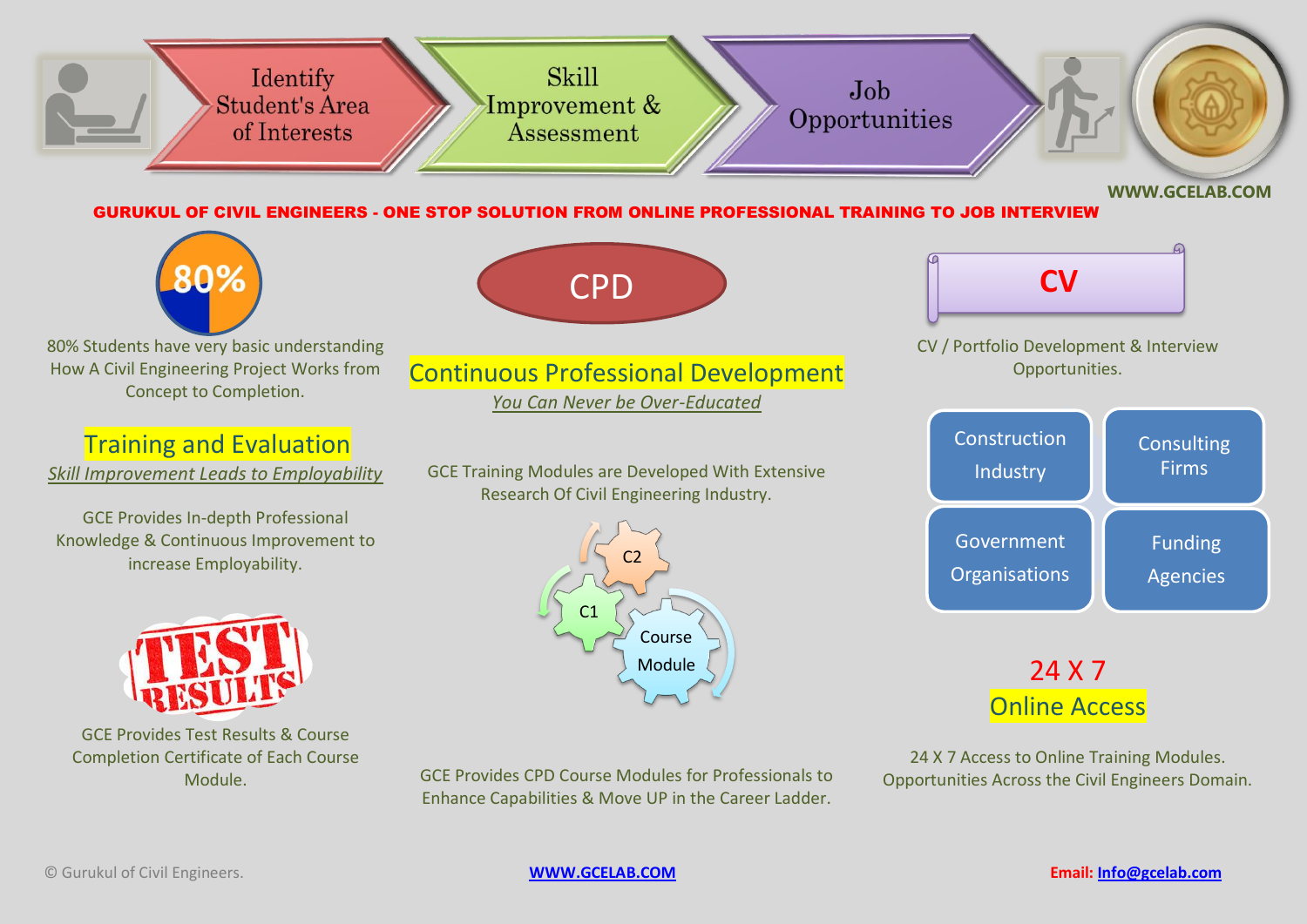Identify Student's Area of Interests → Skill Improvement & Assessment → Job Opportunities

WWW.GCELAB.COM

**GURUKUL OF CIVIL ENGINEERS - ONE STOP SOLUTION FROM ONLINE PROFESSIONAL TRAINING TO JOB INTERVIEW**

80%

80% Students have very basic understanding How A Civil Engineering Project Works from Concept to Completion.

## Training and Evaluation

*Skill Improvement Leads to Employability*

GCE Provides In-depth Professional Knowledge & Continuous Improvement to increase Employability.

TEST RESULTS

GCE Provides Test Results & Course Completion Certificate of Each Course Module.

## CPD

## Continuous Professional Development

*You Can Never be Over-Educated*

GCE Training Modules are Developed With Extensive Research Of Civil Engineering Industry.

C2 · C1 · Course Module

GCE Provides CPD Course Modules for Professionals to Enhance Capabilities & Move UP in the Career Ladder.

## CV

CV / Portfolio Development & Interview Opportunities.

- Construction Industry
- Consulting Firms
- Government Organisations
- Funding Agencies

## 24 X 7 Online Access

24 X 7 Access to Online Training Modules. Opportunities Across the Civil Engineers Domain.

© Gurukul of Civil Engineers. WWW.GCELAB.COM **Email:** Info@gcelab.com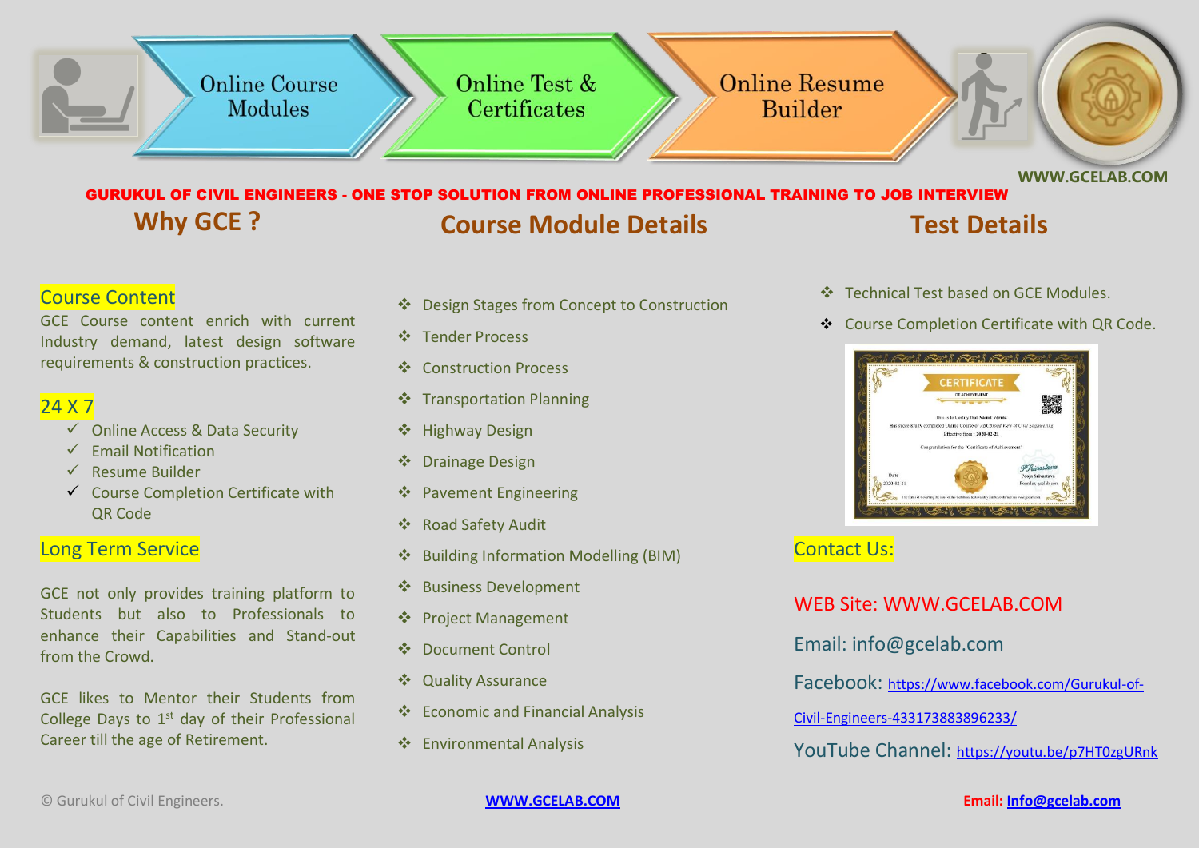Online Course Modules

Online Test & Certificates

Online Resume Builder

WWW.GCELAB.COM

**GURUKUL OF CIVIL ENGINEERS - ONE STOP SOLUTION FROM ONLINE PROFESSIONAL TRAINING TO JOB INTERVIEW**

## Why GCE ?

### Course Content

GCE Course content enrich with current Industry demand, latest design software requirements & construction practices.

### 24 X 7

- ✓ Online Access & Data Security
- ✓ Email Notification
- ✓ Resume Builder
- ✓ Course Completion Certificate with QR Code

### Long Term Service

GCE not only provides training platform to Students but also to Professionals to enhance their Capabilities and Stand-out from the Crowd.

GCE likes to Mentor their Students from College Days to 1st day of their Professional Career till the age of Retirement.

## Course Module Details

- Design Stages from Concept to Construction
- Tender Process
- Construction Process
- Transportation Planning
- Highway Design
- Drainage Design
- Pavement Engineering
- Road Safety Audit
- Building Information Modelling (BIM)
- Business Development
- Project Management
- Document Control
- Quality Assurance
- Economic and Financial Analysis
- Environmental Analysis

## Test Details

- Technical Test based on GCE Modules.
- Course Completion Certificate with QR Code.

### Contact Us:

WEB Site: WWW.GCELAB.COM

Email: info@gcelab.com

Facebook: https://www.facebook.com/Gurukul-of-Civil-Engineers-433173883896233/

YouTube Channel: https://youtu.be/p7HT0zgURnk

© Gurukul of Civil Engineers. WWW.GCELAB.COM **Email:** Info@gcelab.com